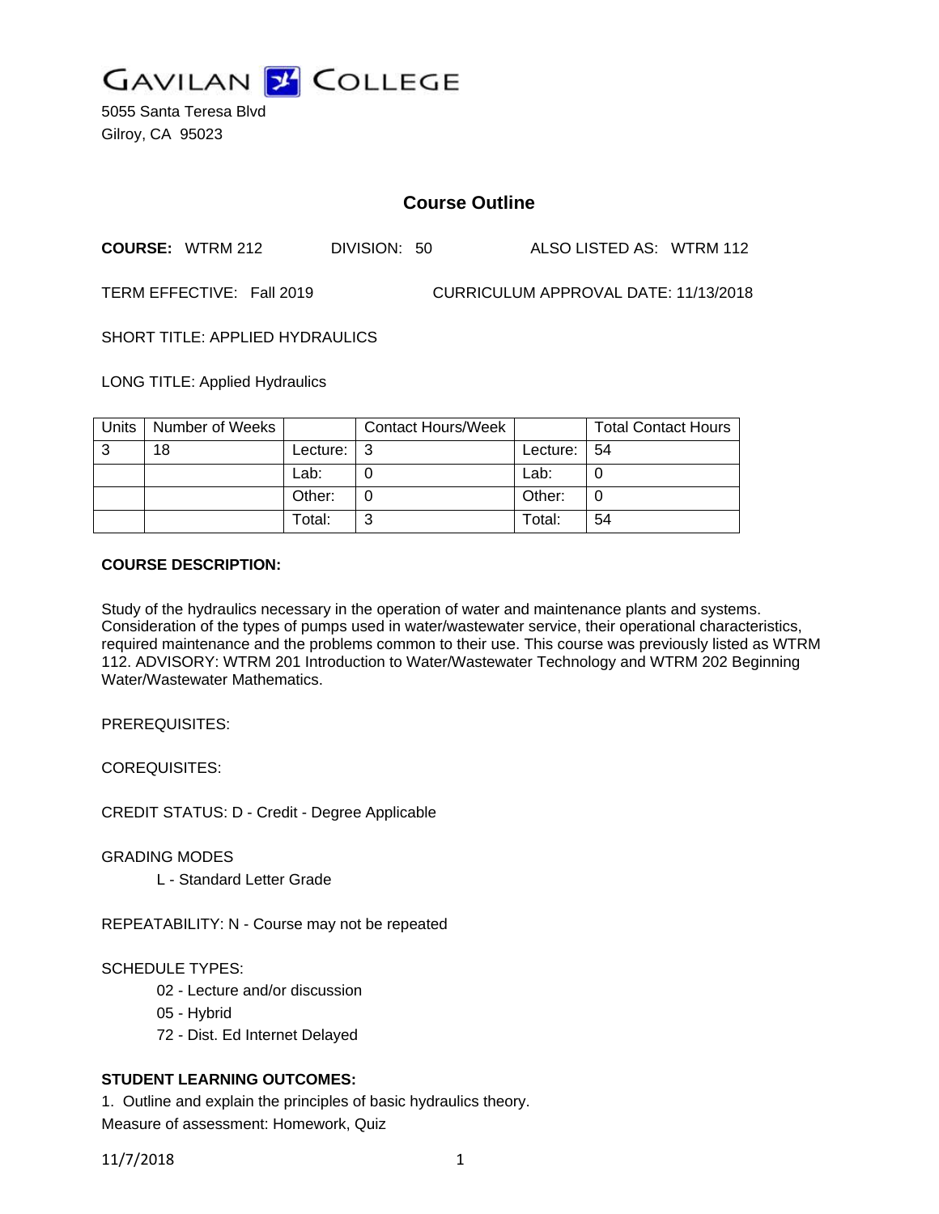# GAVILAN COLLEGE

5055 Santa Teresa Blvd
Gilroy, CA 95023

## Course Outline

**COURSE:** WTRM 212 DIVISION: 50 ALSO LISTED AS: WTRM 112

TERM EFFECTIVE: Fall 2019 CURRICULUM APPROVAL DATE: 11/13/2018

SHORT TITLE: APPLIED HYDRAULICS

LONG TITLE: Applied Hydraulics

| Units | Number of Weeks | | Contact Hours/Week | | Total Contact Hours |
|---|---|---|---|---|---|
| 3 | 18 | Lecture: | 3 | Lecture: | 54 |
| | | Lab: | 0 | Lab: | 0 |
| | | Other: | 0 | Other: | 0 |
| | | Total: | 3 | Total: | 54 |

**COURSE DESCRIPTION:**

Study of the hydraulics necessary in the operation of water and maintenance plants and systems. Consideration of the types of pumps used in water/wastewater service, their operational characteristics, required maintenance and the problems common to their use. This course was previously listed as WTRM 112. ADVISORY: WTRM 201 Introduction to Water/Wastewater Technology and WTRM 202 Beginning Water/Wastewater Mathematics.

PREREQUISITES:

COREQUISITES:

CREDIT STATUS: D - Credit - Degree Applicable

GRADING MODES

L - Standard Letter Grade

REPEATABILITY: N - Course may not be repeated

SCHEDULE TYPES:

02 - Lecture and/or discussion

05 - Hybrid

72 - Dist. Ed Internet Delayed

**STUDENT LEARNING OUTCOMES:**

1. Outline and explain the principles of basic hydraulics theory.
Measure of assessment: Homework, Quiz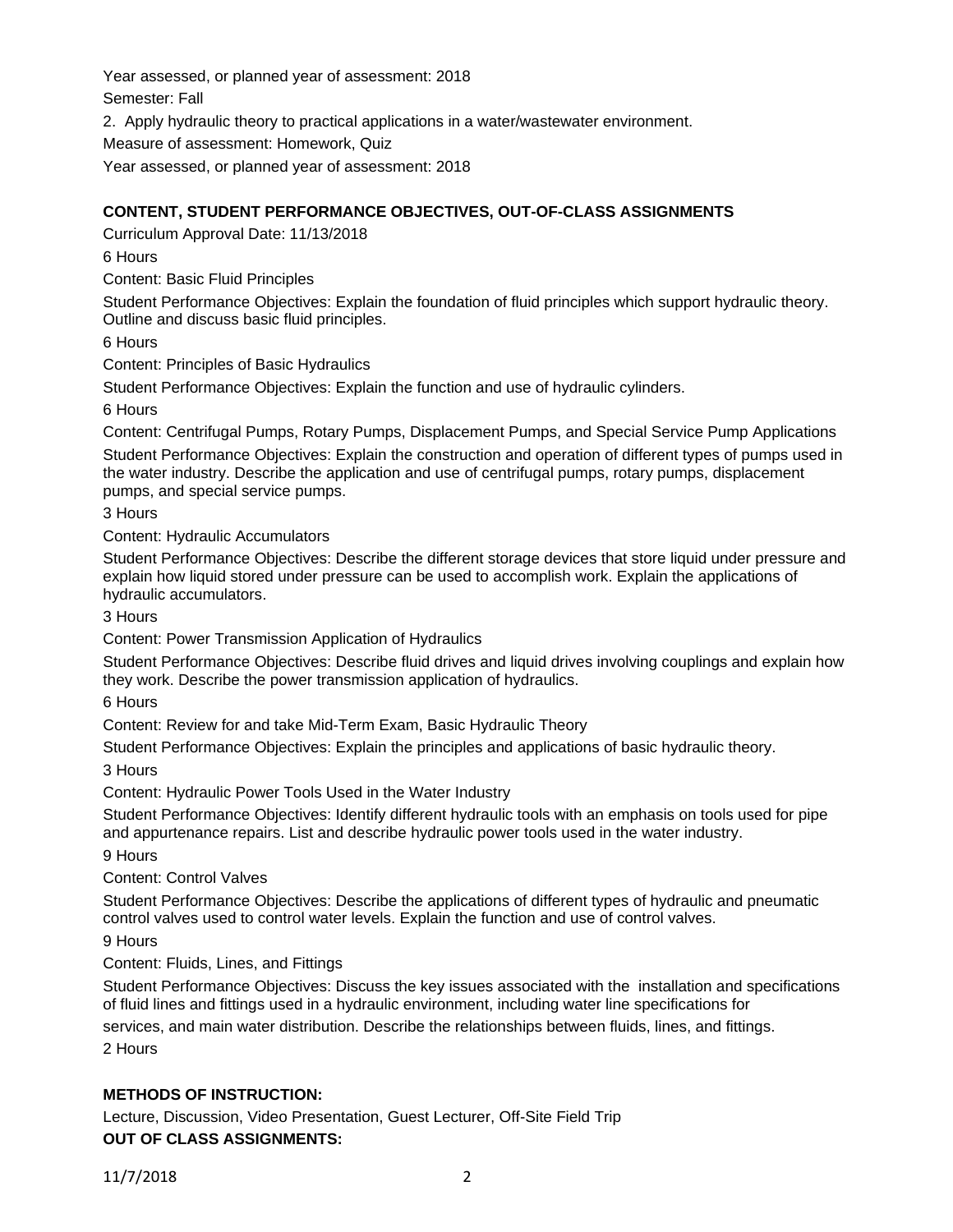Year assessed, or planned year of assessment: 2018

Semester: Fall

2. Apply hydraulic theory to practical applications in a water/wastewater environment.

Measure of assessment: Homework, Quiz

Year assessed, or planned year of assessment: 2018

**CONTENT, STUDENT PERFORMANCE OBJECTIVES, OUT-OF-CLASS ASSIGNMENTS**

Curriculum Approval Date: 11/13/2018

6 Hours

Content: Basic Fluid Principles

Student Performance Objectives: Explain the foundation of fluid principles which support hydraulic theory. Outline and discuss basic fluid principles.

6 Hours

Content: Principles of Basic Hydraulics

Student Performance Objectives: Explain the function and use of hydraulic cylinders.

6 Hours

Content: Centrifugal Pumps, Rotary Pumps, Displacement Pumps, and Special Service Pump Applications

Student Performance Objectives: Explain the construction and operation of different types of pumps used in the water industry. Describe the application and use of centrifugal pumps, rotary pumps, displacement pumps, and special service pumps.

3 Hours

Content: Hydraulic Accumulators

Student Performance Objectives: Describe the different storage devices that store liquid under pressure and explain how liquid stored under pressure can be used to accomplish work. Explain the applications of hydraulic accumulators.

3 Hours

Content: Power Transmission Application of Hydraulics

Student Performance Objectives: Describe fluid drives and liquid drives involving couplings and explain how they work. Describe the power transmission application of hydraulics.

6 Hours

Content: Review for and take Mid-Term Exam, Basic Hydraulic Theory

Student Performance Objectives: Explain the principles and applications of basic hydraulic theory.

3 Hours

Content: Hydraulic Power Tools Used in the Water Industry

Student Performance Objectives: Identify different hydraulic tools with an emphasis on tools used for pipe and appurtenance repairs. List and describe hydraulic power tools used in the water industry.

9 Hours

Content: Control Valves

Student Performance Objectives: Describe the applications of different types of hydraulic and pneumatic control valves used to control water levels. Explain the function and use of control valves.

9 Hours

Content: Fluids, Lines, and Fittings

Student Performance Objectives: Discuss the key issues associated with the installation and specifications of fluid lines and fittings used in a hydraulic environment, including water line specifications for services, and main water distribution. Describe the relationships between fluids, lines, and fittings.

2 Hours

**METHODS OF INSTRUCTION:**

Lecture, Discussion, Video Presentation, Guest Lecturer, Off-Site Field Trip

**OUT OF CLASS ASSIGNMENTS:**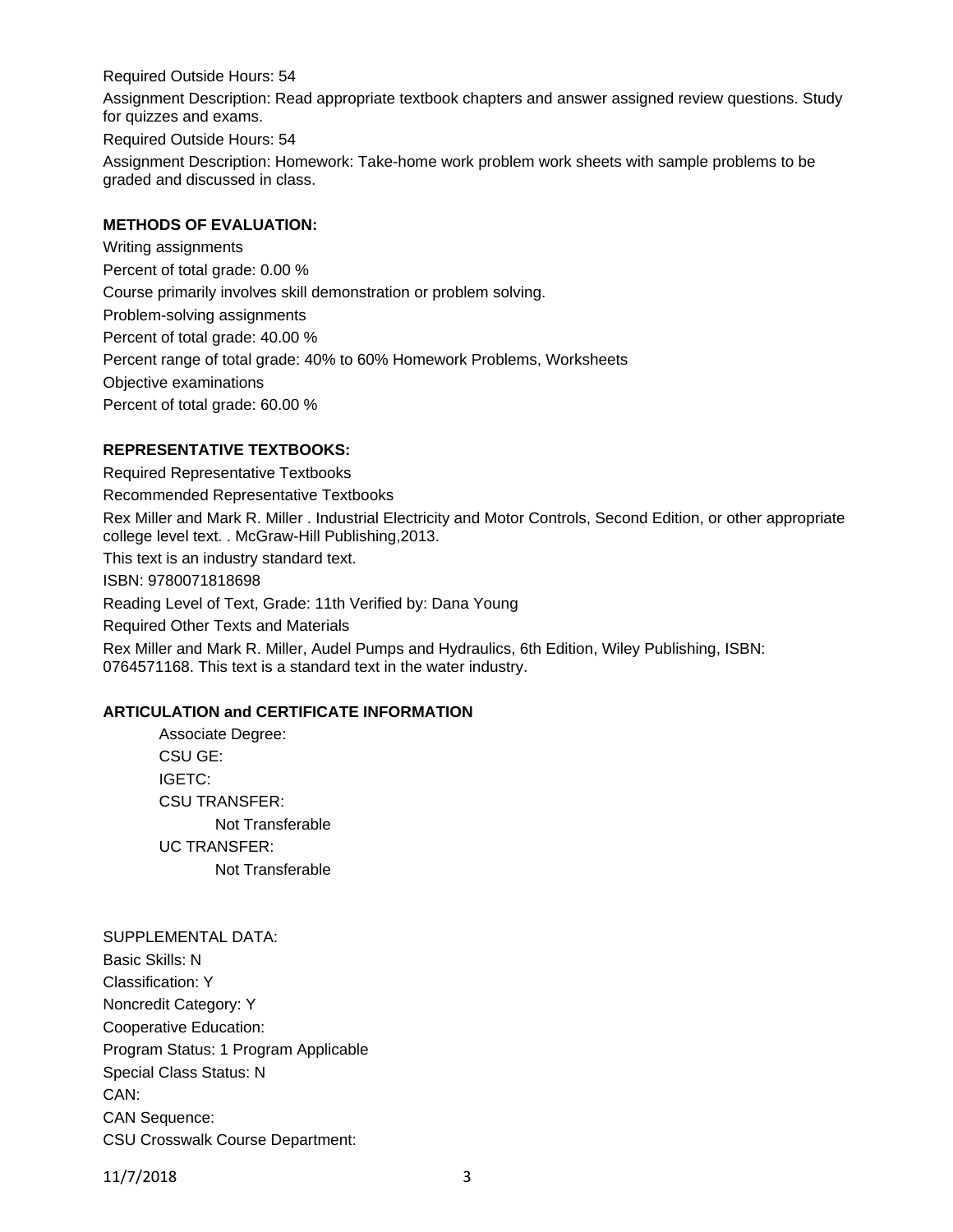Required Outside Hours: 54

Assignment Description: Read appropriate textbook chapters and answer assigned review questions. Study for quizzes and exams.

Required Outside Hours: 54

Assignment Description: Homework: Take-home work problem work sheets with sample problems to be graded and discussed in class.

**METHODS OF EVALUATION:**

Writing assignments

Percent of total grade: 0.00 %

Course primarily involves skill demonstration or problem solving.

Problem-solving assignments

Percent of total grade: 40.00 %

Percent range of total grade: 40% to 60% Homework Problems, Worksheets

Objective examinations

Percent of total grade: 60.00 %

**REPRESENTATIVE TEXTBOOKS:**

Required Representative Textbooks

Recommended Representative Textbooks

Rex Miller and Mark R. Miller . Industrial Electricity and Motor Controls, Second Edition, or other appropriate college level text. . McGraw-Hill Publishing,2013.

This text is an industry standard text.

ISBN: 9780071818698

Reading Level of Text, Grade: 11th Verified by: Dana Young

Required Other Texts and Materials

Rex Miller and Mark R. Miller, Audel Pumps and Hydraulics, 6th Edition, Wiley Publishing, ISBN: 0764571168. This text is a standard text in the water industry.

**ARTICULATION and CERTIFICATE INFORMATION**

Associate Degree:

CSU GE:

IGETC:

CSU TRANSFER:

Not Transferable

UC TRANSFER:

Not Transferable

SUPPLEMENTAL DATA:

Basic Skills: N

Classification: Y

Noncredit Category: Y

Cooperative Education:

Program Status: 1 Program Applicable

Special Class Status: N

CAN:

CAN Sequence:

CSU Crosswalk Course Department: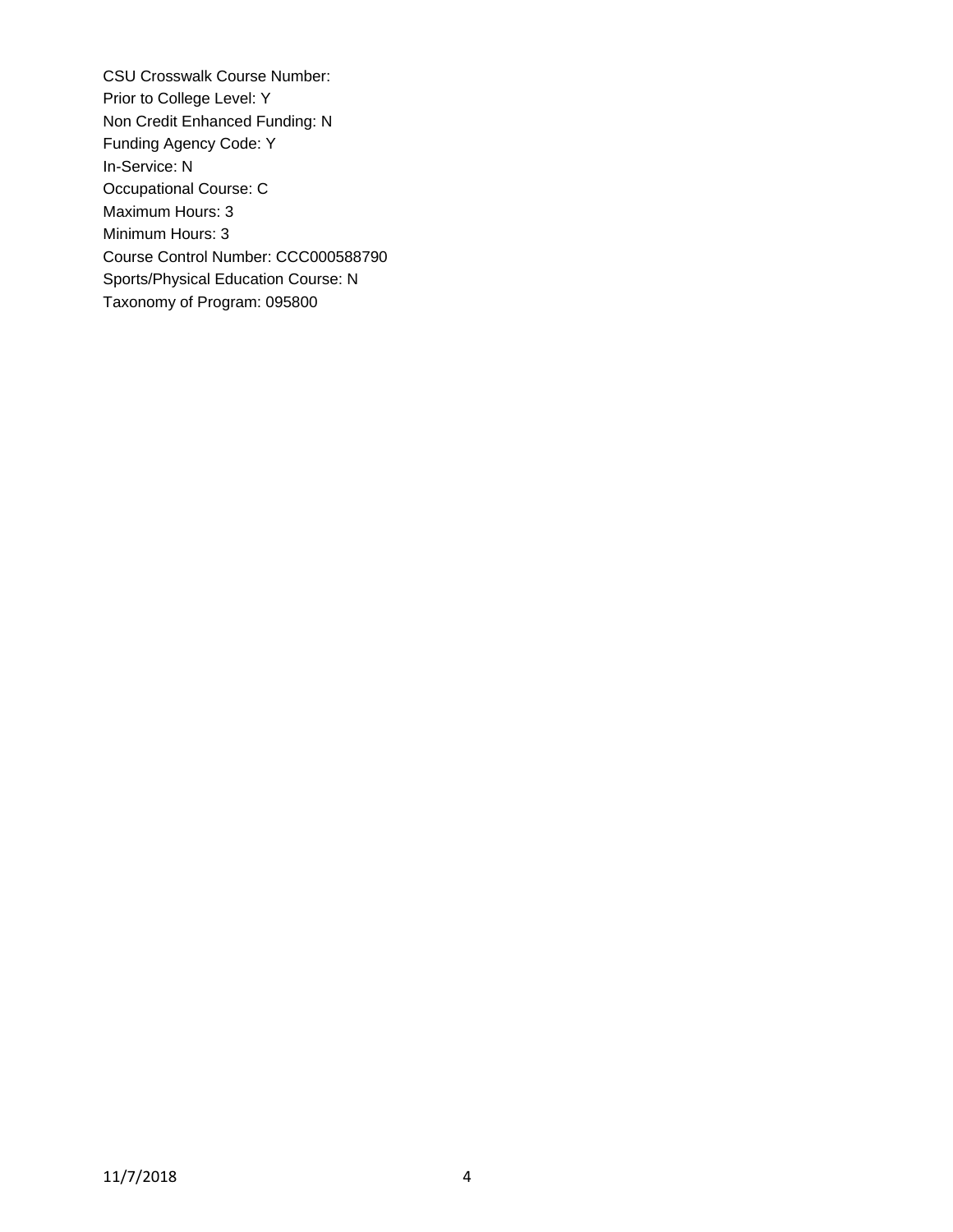CSU Crosswalk Course Number:
Prior to College Level: Y
Non Credit Enhanced Funding: N
Funding Agency Code: Y
In-Service: N
Occupational Course: C
Maximum Hours: 3
Minimum Hours: 3
Course Control Number: CCC000588790
Sports/Physical Education Course: N
Taxonomy of Program: 095800